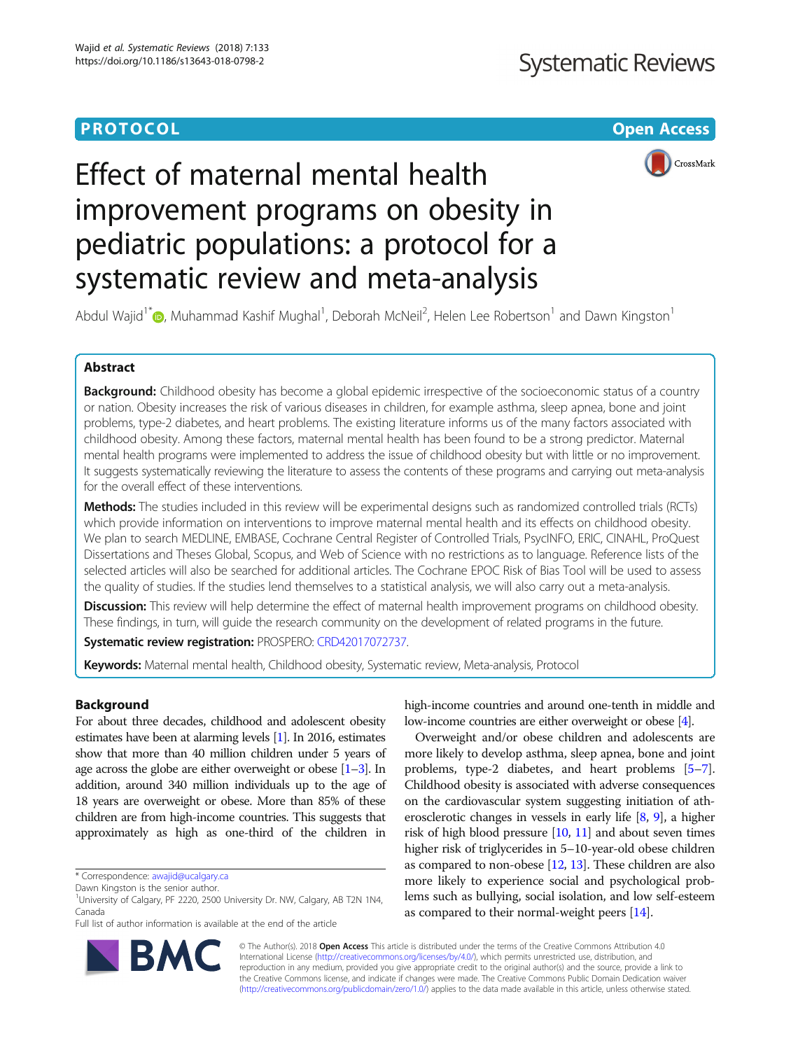PROTOCOL

Open Access

# Effect of maternal mental health improvement programs on obesity in pediatric populations: a protocol for a systematic review and meta-analysis

Abdul Wajid[1*], Muhammad Kashif Mughal[1], Deborah McNeil[2], Helen Lee Robertson[1] and Dawn Kingston[1]

## Abstract

**Background:** Childhood obesity has become a global epidemic irrespective of the socioeconomic status of a country or nation. Obesity increases the risk of various diseases in children, for example asthma, sleep apnea, bone and joint problems, type-2 diabetes, and heart problems. The existing literature informs us of the many factors associated with childhood obesity. Among these factors, maternal mental health has been found to be a strong predictor. Maternal mental health programs were implemented to address the issue of childhood obesity but with little or no improvement. It suggests systematically reviewing the literature to assess the contents of these programs and carrying out meta-analysis for the overall effect of these interventions.

**Methods:** The studies included in this review will be experimental designs such as randomized controlled trials (RCTs) which provide information on interventions to improve maternal mental health and its effects on childhood obesity. We plan to search MEDLINE, EMBASE, Cochrane Central Register of Controlled Trials, PsycINFO, ERIC, CINAHL, ProQuest Dissertations and Theses Global, Scopus, and Web of Science with no restrictions as to language. Reference lists of the selected articles will also be searched for additional articles. The Cochrane EPOC Risk of Bias Tool will be used to assess the quality of studies. If the studies lend themselves to a statistical analysis, we will also carry out a meta-analysis.

**Discussion:** This review will help determine the effect of maternal health improvement programs on childhood obesity. These findings, in turn, will guide the research community on the development of related programs in the future.

**Systematic review registration:** PROSPERO: CRD42017072737.

**Keywords:** Maternal mental health, Childhood obesity, Systematic review, Meta-analysis, Protocol

## Background

For about three decades, childhood and adolescent obesity estimates have been at alarming levels [1]. In 2016, estimates show that more than 40 million children under 5 years of age across the globe are either overweight or obese [1–3]. In addition, around 340 million individuals up to the age of 18 years are overweight or obese. More than 85% of these children are from high-income countries. This suggests that approximately as high as one-third of the children in high-income countries and around one-tenth in middle and low-income countries are either overweight or obese [4].

Overweight and/or obese children and adolescents are more likely to develop asthma, sleep apnea, bone and joint problems, type-2 diabetes, and heart problems [5–7]. Childhood obesity is associated with adverse consequences on the cardiovascular system suggesting initiation of atherosclerotic changes in vessels in early life [8, 9], a higher risk of high blood pressure [10, 11] and about seven times higher risk of triglycerides in 5–10-year-old obese children as compared to non-obese [12, 13]. These children are also more likely to experience social and psychological problems such as bullying, social isolation, and low self-esteem as compared to their normal-weight peers [14].

* Correspondence: awajid@ucalgary.ca

Dawn Kingston is the senior author.

[1]University of Calgary, PF 2220, 2500 University Dr. NW, Calgary, AB T2N 1N4, Canada

Full list of author information is available at the end of the article

© The Author(s). 2018 **Open Access** This article is distributed under the terms of the Creative Commons Attribution 4.0 International License (http://creativecommons.org/licenses/by/4.0/), which permits unrestricted use, distribution, and reproduction in any medium, provided you give appropriate credit to the original author(s) and the source, provide a link to the Creative Commons license, and indicate if changes were made. The Creative Commons Public Domain Dedication waiver (http://creativecommons.org/publicdomain/zero/1.0/) applies to the data made available in this article, unless otherwise stated.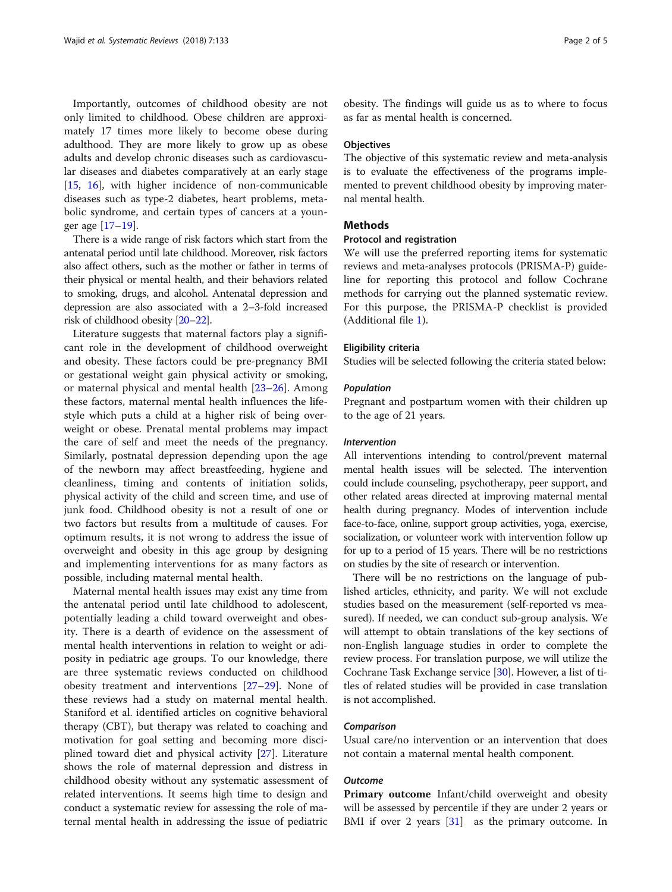Importantly, outcomes of childhood obesity are not only limited to childhood. Obese children are approximately 17 times more likely to become obese during adulthood. They are more likely to grow up as obese adults and develop chronic diseases such as cardiovascular diseases and diabetes comparatively at an early stage [15, 16], with higher incidence of non-communicable diseases such as type-2 diabetes, heart problems, metabolic syndrome, and certain types of cancers at a younger age [17–19].

There is a wide range of risk factors which start from the antenatal period until late childhood. Moreover, risk factors also affect others, such as the mother or father in terms of their physical or mental health, and their behaviors related to smoking, drugs, and alcohol. Antenatal depression and depression are also associated with a 2–3-fold increased risk of childhood obesity [20–22].

Literature suggests that maternal factors play a significant role in the development of childhood overweight and obesity. These factors could be pre-pregnancy BMI or gestational weight gain physical activity or smoking, or maternal physical and mental health [23–26]. Among these factors, maternal mental health influences the lifestyle which puts a child at a higher risk of being overweight or obese. Prenatal mental problems may impact the care of self and meet the needs of the pregnancy. Similarly, postnatal depression depending upon the age of the newborn may affect breastfeeding, hygiene and cleanliness, timing and contents of initiation solids, physical activity of the child and screen time, and use of junk food. Childhood obesity is not a result of one or two factors but results from a multitude of causes. For optimum results, it is not wrong to address the issue of overweight and obesity in this age group by designing and implementing interventions for as many factors as possible, including maternal mental health.

Maternal mental health issues may exist any time from the antenatal period until late childhood to adolescent, potentially leading a child toward overweight and obesity. There is a dearth of evidence on the assessment of mental health interventions in relation to weight or adiposity in pediatric age groups. To our knowledge, there are three systematic reviews conducted on childhood obesity treatment and interventions [27–29]. None of these reviews had a study on maternal mental health. Staniford et al. identified articles on cognitive behavioral therapy (CBT), but therapy was related to coaching and motivation for goal setting and becoming more disciplined toward diet and physical activity [27]. Literature shows the role of maternal depression and distress in childhood obesity without any systematic assessment of related interventions. It seems high time to design and conduct a systematic review for assessing the role of maternal mental health in addressing the issue of pediatric obesity. The findings will guide us as to where to focus as far as mental health is concerned.

### Objectives

The objective of this systematic review and meta-analysis is to evaluate the effectiveness of the programs implemented to prevent childhood obesity by improving maternal mental health.

## Methods

### Protocol and registration

We will use the preferred reporting items for systematic reviews and meta-analyses protocols (PRISMA-P) guideline for reporting this protocol and follow Cochrane methods for carrying out the planned systematic review. For this purpose, the PRISMA-P checklist is provided (Additional file 1).

### Eligibility criteria

Studies will be selected following the criteria stated below:

#### *Population*

Pregnant and postpartum women with their children up to the age of 21 years.

#### *Intervention*

All interventions intending to control/prevent maternal mental health issues will be selected. The intervention could include counseling, psychotherapy, peer support, and other related areas directed at improving maternal mental health during pregnancy. Modes of intervention include face-to-face, online, support group activities, yoga, exercise, socialization, or volunteer work with intervention follow up for up to a period of 15 years. There will be no restrictions on studies by the site of research or intervention.

There will be no restrictions on the language of published articles, ethnicity, and parity. We will not exclude studies based on the measurement (self-reported vs measured). If needed, we can conduct sub-group analysis. We will attempt to obtain translations of the key sections of non-English language studies in order to complete the review process. For translation purpose, we will utilize the Cochrane Task Exchange service [30]. However, a list of titles of related studies will be provided in case translation is not accomplished.

#### *Comparison*

Usual care/no intervention or an intervention that does not contain a maternal mental health component.

#### *Outcome*

**Primary outcome** Infant/child overweight and obesity will be assessed by percentile if they are under 2 years or BMI if over 2 years [31] as the primary outcome. In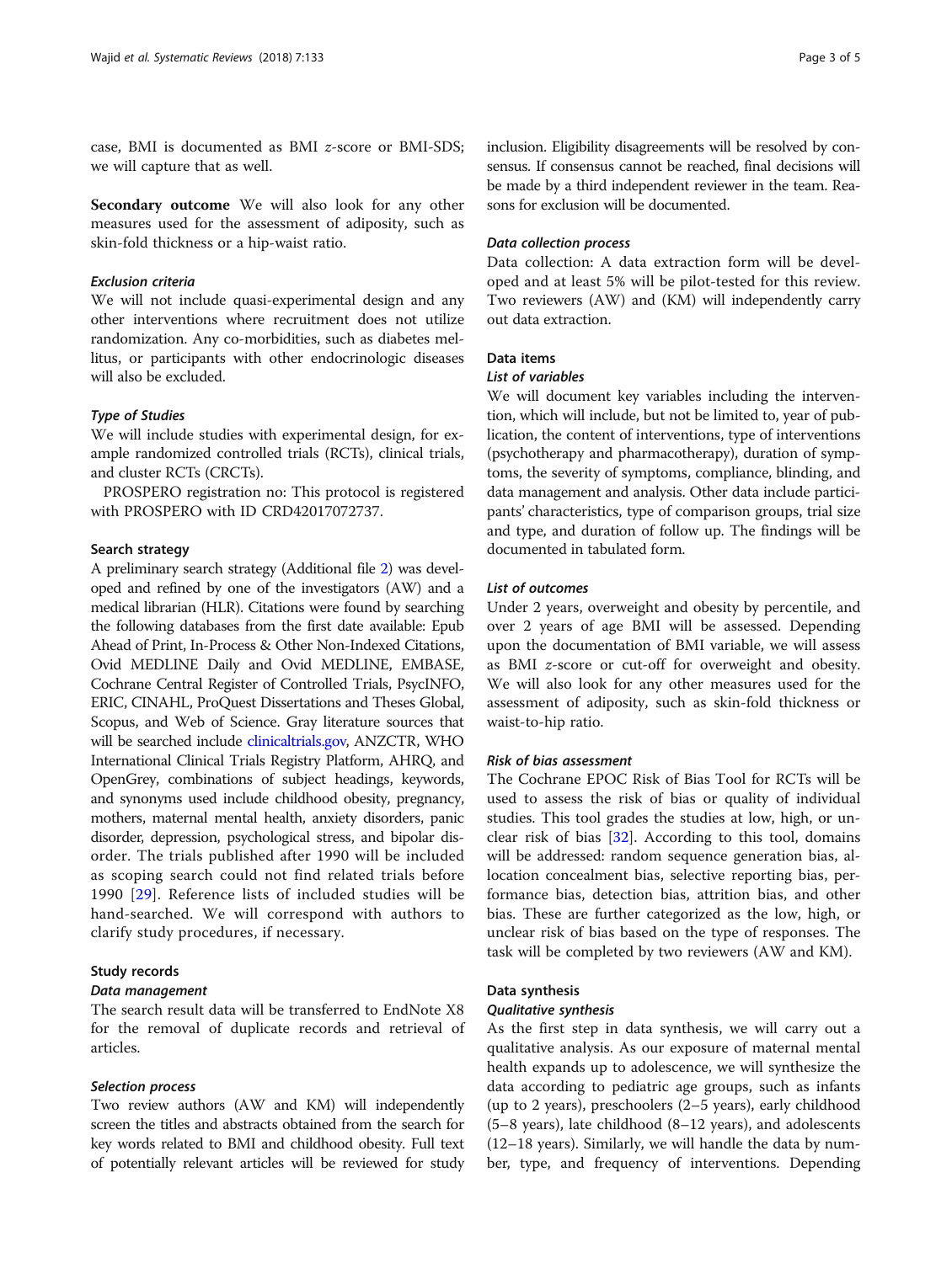case, BMI is documented as BMI $z$-score or BMI-SDS; we will capture that as well.

**Secondary outcome** We will also look for any other measures used for the assessment of adiposity, such as skin-fold thickness or a hip-waist ratio.

### *Exclusion criteria*

We will not include quasi-experimental design and any other interventions where recruitment does not utilize randomization. Any co-morbidities, such as diabetes mellitus, or participants with other endocrinologic diseases will also be excluded.

### *Type of Studies*

We will include studies with experimental design, for example randomized controlled trials (RCTs), clinical trials, and cluster RCTs (CRCTs).

PROSPERO registration no: This protocol is registered with PROSPERO with ID CRD42017072737.

### Search strategy

A preliminary search strategy (Additional file 2) was developed and refined by one of the investigators (AW) and a medical librarian (HLR). Citations were found by searching the following databases from the first date available: Epub Ahead of Print, In-Process & Other Non-Indexed Citations, Ovid MEDLINE Daily and Ovid MEDLINE, EMBASE, Cochrane Central Register of Controlled Trials, PsycINFO, ERIC, CINAHL, ProQuest Dissertations and Theses Global, Scopus, and Web of Science. Gray literature sources that will be searched include clinicaltrials.gov, ANZCTR, WHO International Clinical Trials Registry Platform, AHRQ, and OpenGrey, combinations of subject headings, keywords, and synonyms used include childhood obesity, pregnancy, mothers, maternal mental health, anxiety disorders, panic disorder, depression, psychological stress, and bipolar disorder. The trials published after 1990 will be included as scoping search could not find related trials before 1990 [29]. Reference lists of included studies will be hand-searched. We will correspond with authors to clarify study procedures, if necessary.

### Study records

### *Data management*

The search result data will be transferred to EndNote X8 for the removal of duplicate records and retrieval of articles.

### *Selection process*

Two review authors (AW and KM) will independently screen the titles and abstracts obtained from the search for key words related to BMI and childhood obesity. Full text of potentially relevant articles will be reviewed for study inclusion. Eligibility disagreements will be resolved by consensus. If consensus cannot be reached, final decisions will be made by a third independent reviewer in the team. Reasons for exclusion will be documented.

### *Data collection process*

Data collection: A data extraction form will be developed and at least 5% will be pilot-tested for this review. Two reviewers (AW) and (KM) will independently carry out data extraction.

### Data items

### *List of variables*

We will document key variables including the intervention, which will include, but not be limited to, year of publication, the content of interventions, type of interventions (psychotherapy and pharmacotherapy), duration of symptoms, the severity of symptoms, compliance, blinding, and data management and analysis. Other data include participants' characteristics, type of comparison groups, trial size and type, and duration of follow up. The findings will be documented in tabulated form.

### *List of outcomes*

Under 2 years, overweight and obesity by percentile, and over 2 years of age BMI will be assessed. Depending upon the documentation of BMI variable, we will assess as BMI $z$-score or cut-off for overweight and obesity. We will also look for any other measures used for the assessment of adiposity, such as skin-fold thickness or waist-to-hip ratio.

### *Risk of bias assessment*

The Cochrane EPOC Risk of Bias Tool for RCTs will be used to assess the risk of bias or quality of individual studies. This tool grades the studies at low, high, or unclear risk of bias [32]. According to this tool, domains will be addressed: random sequence generation bias, allocation concealment bias, selective reporting bias, performance bias, detection bias, attrition bias, and other bias. These are further categorized as the low, high, or unclear risk of bias based on the type of responses. The task will be completed by two reviewers (AW and KM).

### Data synthesis

### *Qualitative synthesis*

As the first step in data synthesis, we will carry out a qualitative analysis. As our exposure of maternal mental health expands up to adolescence, we will synthesize the data according to pediatric age groups, such as infants (up to 2 years), preschoolers (2–5 years), early childhood (5–8 years), late childhood (8–12 years), and adolescents (12–18 years). Similarly, we will handle the data by number, type, and frequency of interventions. Depending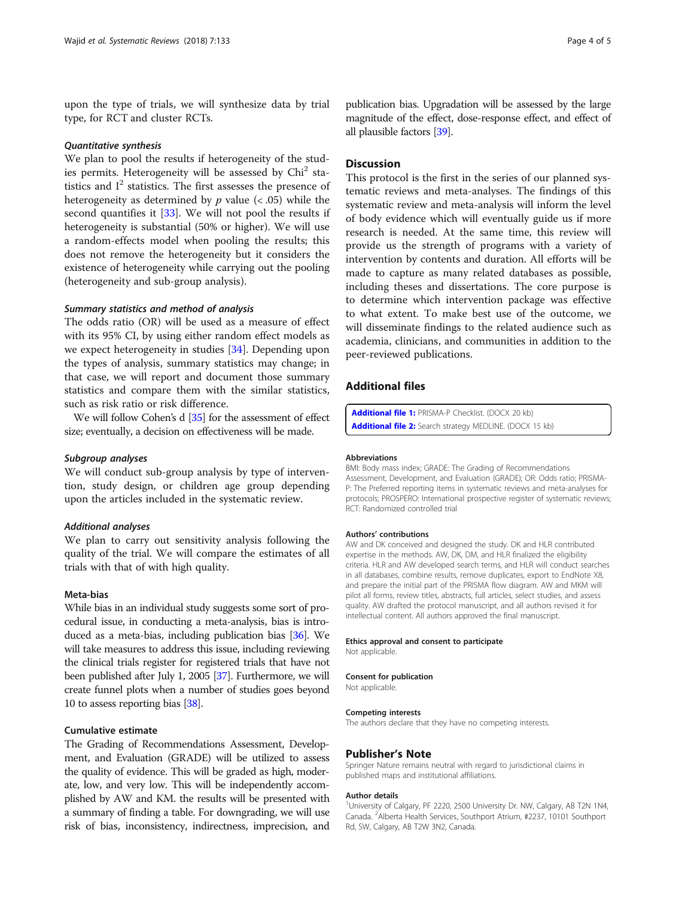upon the type of trials, we will synthesize data by trial type, for RCT and cluster RCTs.

#### *Quantitative synthesis*

We plan to pool the results if heterogeneity of the studies permits. Heterogeneity will be assessed by $Chi^2$ statistics and $I^2$ statistics. The first assesses the presence of heterogeneity as determined by $p$ value ($< .05$) while the second quantifies it [33]. We will not pool the results if heterogeneity is substantial (50% or higher). We will use a random-effects model when pooling the results; this does not remove the heterogeneity but it considers the existence of heterogeneity while carrying out the pooling (heterogeneity and sub-group analysis).

#### *Summary statistics and method of analysis*

The odds ratio (OR) will be used as a measure of effect with its 95% CI, by using either random effect models as we expect heterogeneity in studies [34]. Depending upon the types of analysis, summary statistics may change; in that case, we will report and document those summary statistics and compare them with the similar statistics, such as risk ratio or risk difference.

We will follow Cohen's d [35] for the assessment of effect size; eventually, a decision on effectiveness will be made.

#### *Subgroup analyses*

We will conduct sub-group analysis by type of intervention, study design, or children age group depending upon the articles included in the systematic review.

#### *Additional analyses*

We plan to carry out sensitivity analysis following the quality of the trial. We will compare the estimates of all trials with that of with high quality.

### Meta-bias

While bias in an individual study suggests some sort of procedural issue, in conducting a meta-analysis, bias is introduced as a meta-bias, including publication bias [36]. We will take measures to address this issue, including reviewing the clinical trials register for registered trials that have not been published after July 1, 2005 [37]. Furthermore, we will create funnel plots when a number of studies goes beyond 10 to assess reporting bias [38].

### Cumulative estimate

The Grading of Recommendations Assessment, Development, and Evaluation (GRADE) will be utilized to assess the quality of evidence. This will be graded as high, moderate, low, and very low. This will be independently accomplished by AW and KM. the results will be presented with a summary of finding a table. For downgrading, we will use risk of bias, inconsistency, indirectness, imprecision, and publication bias. Upgradation will be assessed by the large magnitude of the effect, dose-response effect, and effect of all plausible factors [39].

## Discussion

This protocol is the first in the series of our planned systematic reviews and meta-analyses. The findings of this systematic review and meta-analysis will inform the level of body evidence which will eventually guide us if more research is needed. At the same time, this review will provide us the strength of programs with a variety of intervention by contents and duration. All efforts will be made to capture as many related databases as possible, including theses and dissertations. The core purpose is to determine which intervention package was effective to what extent. To make best use of the outcome, we will disseminate findings to the related audience such as academia, clinicians, and communities in addition to the peer-reviewed publications.

## Additional files

**Additional file 1:** PRISMA-P Checklist. (DOCX 20 kb)
**Additional file 2:** Search strategy MEDLINE. (DOCX 15 kb)

#### Abbreviations

BMI: Body mass index; GRADE: The Grading of Recommendations Assessment, Development, and Evaluation (GRADE); OR: Odds ratio; PRISMA-P: The Preferred reporting items in systematic reviews and meta-analyses for protocols; PROSPERO: International prospective register of systematic reviews; RCT: Randomized controlled trial

#### Authors' contributions

AW and DK conceived and designed the study. DK and HLR contributed expertise in the methods. AW, DK, DM, and HLR finalized the eligibility criteria. HLR and AW developed search terms, and HLR will conduct searches in all databases, combine results, remove duplicates, export to EndNote X8, and prepare the initial part of the PRISMA flow diagram. AW and MKM will pilot all forms, review titles, abstracts, full articles, select studies, and assess quality. AW drafted the protocol manuscript, and all authors revised it for intellectual content. All authors approved the final manuscript.

#### Ethics approval and consent to participate

Not applicable.

#### Consent for publication

Not applicable.

#### Competing interests

The authors declare that they have no competing interests.

## Publisher's Note

Springer Nature remains neutral with regard to jurisdictional claims in published maps and institutional affiliations.

#### Author details

[1]University of Calgary, PF 2220, 2500 University Dr. NW, Calgary, AB T2N 1N4, Canada. [2]Alberta Health Services, Southport Atrium, #2237, 10101 Southport Rd, SW, Calgary, AB T2W 3N2, Canada.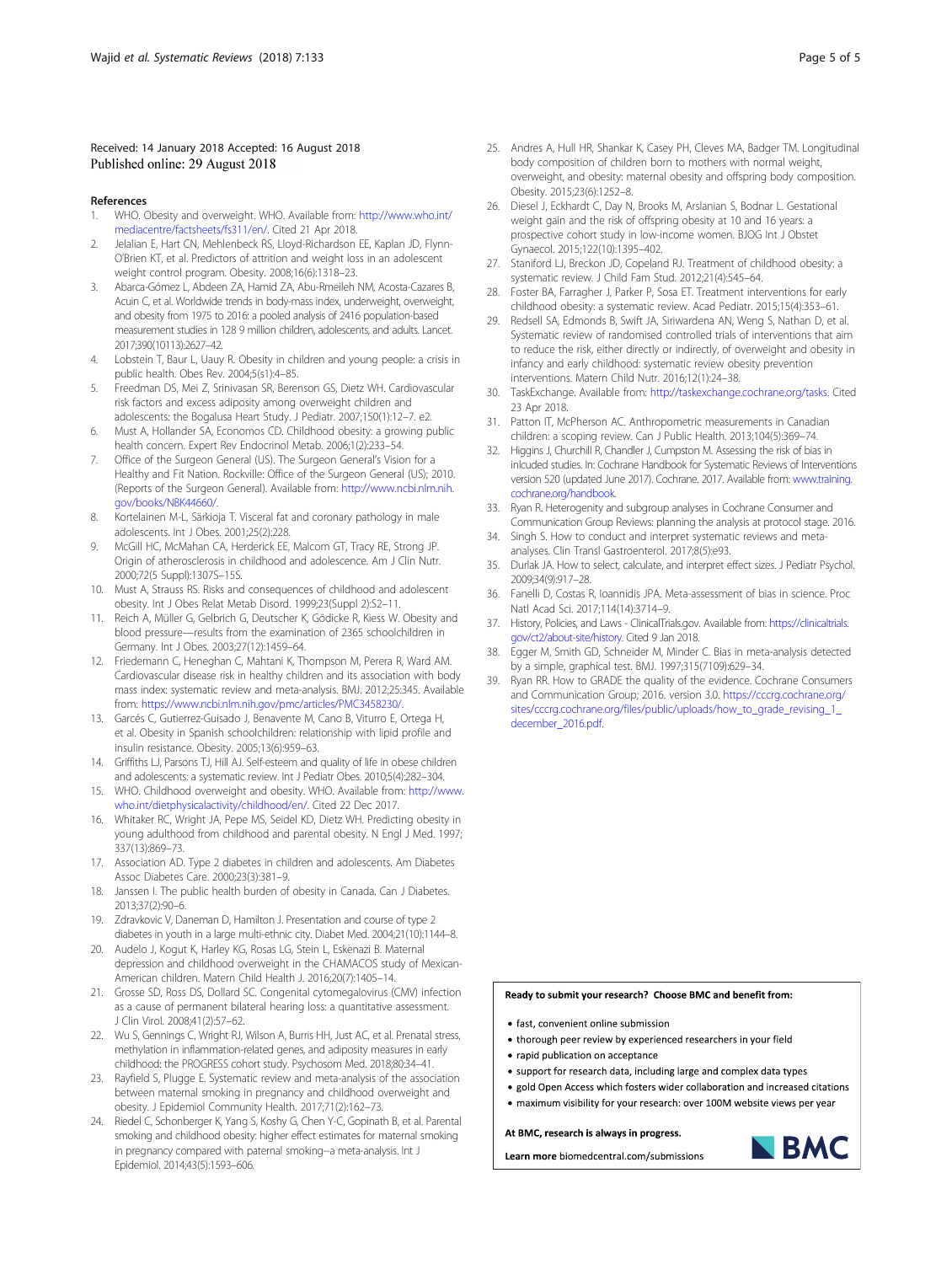Received: 14 January 2018 Accepted: 16 August 2018
Published online: 29 August 2018

## References

1. WHO. Obesity and overweight. WHO. Available from: http://www.who.int/mediacentre/factsheets/fs311/en/. Cited 21 Apr 2018.
2. Jelalian E, Hart CN, Mehlenbeck RS, Lloyd-Richardson EE, Kaplan JD, Flynn-O'Brien KT, et al. Predictors of attrition and weight loss in an adolescent weight control program. Obesity. 2008;16(6):1318–23.
3. Abarca-Gómez L, Abdeen ZA, Hamid ZA, Abu-Rmeileh NM, Acosta-Cazares B, Acuin C, et al. Worldwide trends in body-mass index, underweight, overweight, and obesity from 1975 to 2016: a pooled analysis of 2416 population-based measurement studies in 128 9 million children, adolescents, and adults. Lancet. 2017;390(10113):2627–42.
4. Lobstein T, Baur L, Uauy R. Obesity in children and young people: a crisis in public health. Obes Rev. 2004;5(s1):4–85.
5. Freedman DS, Mei Z, Srinivasan SR, Berenson GS, Dietz WH. Cardiovascular risk factors and excess adiposity among overweight children and adolescents: the Bogalusa Heart Study. J Pediatr. 2007;150(1):12–7. e2.
6. Must A, Hollander SA, Economos CD. Childhood obesity: a growing public health concern. Expert Rev Endocrinol Metab. 2006;1(2):233–54.
7. Office of the Surgeon General (US). The Surgeon General's Vision for a Healthy and Fit Nation. Rockville: Office of the Surgeon General (US); 2010. (Reports of the Surgeon General). Available from: http://www.ncbi.nlm.nih.gov/books/NBK44660/.
8. Kortelainen M-L, Särkioja T. Visceral fat and coronary pathology in male adolescents. Int J Obes. 2001;25(2):228.
9. McGill HC, McMahan CA, Herderick EE, Malcom GT, Tracy RE, Strong JP. Origin of atherosclerosis in childhood and adolescence. Am J Clin Nutr. 2000;72(5 Suppl):1307S–15S.
10. Must A, Strauss RS. Risks and consequences of childhood and adolescent obesity. Int J Obes Relat Metab Disord. 1999;23(Suppl 2):S2–11.
11. Reich A, Müller G, Gelbrich G, Deutscher K, Gödicke R, Kiess W. Obesity and blood pressure—results from the examination of 2365 schoolchildren in Germany. Int J Obes. 2003;27(12):1459–64.
12. Friedemann C, Heneghan C, Mahtani K, Thompson M, Perera R, Ward AM. Cardiovascular disease risk in healthy children and its association with body mass index: systematic review and meta-analysis. BMJ. 2012;25:345. Available from: https://www.ncbi.nlm.nih.gov/pmc/articles/PMC3458230/.
13. Garcés C, Gutierrez-Guisado J, Benavente M, Cano B, Viturro E, Ortega H, et al. Obesity in Spanish schoolchildren: relationship with lipid profile and insulin resistance. Obesity. 2005;13(6):959–63.
14. Griffiths LJ, Parsons TJ, Hill AJ. Self-esteem and quality of life in obese children and adolescents: a systematic review. Int J Pediatr Obes. 2010;5(4):282–304.
15. WHO. Childhood overweight and obesity. WHO. Available from: http://www.who.int/dietphysicalactivity/childhood/en/. Cited 22 Dec 2017.
16. Whitaker RC, Wright JA, Pepe MS, Seidel KD, Dietz WH. Predicting obesity in young adulthood from childhood and parental obesity. N Engl J Med. 1997;337(13):869–73.
17. Association AD. Type 2 diabetes in children and adolescents. Am Diabetes Assoc Diabetes Care. 2000;23(3):381–9.
18. Janssen I. The public health burden of obesity in Canada. Can J Diabetes. 2013;37(2):90–6.
19. Zdravkovic V, Daneman D, Hamilton J. Presentation and course of type 2 diabetes in youth in a large multi-ethnic city. Diabet Med. 2004;21(10):1144–8.
20. Audelo J, Kogut K, Harley KG, Rosas LG, Stein L, Eskenazi B. Maternal depression and childhood overweight in the CHAMACOS study of Mexican-American children. Matern Child Health J. 2016;20(7):1405–14.
21. Grosse SD, Ross DS, Dollard SC. Congenital cytomegalovirus (CMV) infection as a cause of permanent bilateral hearing loss: a quantitative assessment. J Clin Virol. 2008;41(2):57–62.
22. Wu S, Gennings C, Wright RJ, Wilson A, Burris HH, Just AC, et al. Prenatal stress, methylation in inflammation-related genes, and adiposity measures in early childhood: the PROGRESS cohort study. Psychosom Med. 2018;80:34–41.
23. Rayfield S, Plugge E. Systematic review and meta-analysis of the association between maternal smoking in pregnancy and childhood overweight and obesity. J Epidemiol Community Health. 2017;71(2):162–73.
24. Riedel C, Schonberger K, Yang S, Koshy G, Chen Y-C, Gopinath B, et al. Parental smoking and childhood obesity: higher effect estimates for maternal smoking in pregnancy compared with paternal smoking--a meta-analysis. Int J Epidemiol. 2014;43(5):1593–606.
25. Andres A, Hull HR, Shankar K, Casey PH, Cleves MA, Badger TM. Longitudinal body composition of children born to mothers with normal weight, overweight, and obesity: maternal obesity and offspring body composition. Obesity. 2015;23(6):1252–8.
26. Diesel J, Eckhardt C, Day N, Brooks M, Arslanian S, Bodnar L. Gestational weight gain and the risk of offspring obesity at 10 and 16 years: a prospective cohort study in low-income women. BJOG Int J Obstet Gynaecol. 2015;122(10):1395–402.
27. Staniford LJ, Breckon JD, Copeland RJ. Treatment of childhood obesity: a systematic review. J Child Fam Stud. 2012;21(4):545–64.
28. Foster BA, Farragher J, Parker P, Sosa ET. Treatment interventions for early childhood obesity: a systematic review. Acad Pediatr. 2015;15(4):353–61.
29. Redsell SA, Edmonds B, Swift JA, Siriwardena AN, Weng S, Nathan D, et al. Systematic review of randomised controlled trials of interventions that aim to reduce the risk, either directly or indirectly, of overweight and obesity in infancy and early childhood: systematic review obesity prevention interventions. Matern Child Nutr. 2016;12(1):24–38.
30. TaskExchange. Available from: http://taskexchange.cochrane.org/tasks. Cited 23 Apr 2018.
31. Patton IT, McPherson AC. Anthropometric measurements in Canadian children: a scoping review. Can J Public Health. 2013;104(5):369–74.
32. Higgins J, Churchill R, Chandler J, Cumpston M. Assessing the risk of bias in inlcuded studies. In: Cochrane Handbook for Systematic Reviews of Interventions version 520 (updated June 2017). Cochrane. 2017. Available from: www.training.cochrane.org/handbook.
33. Ryan R. Heterogenity and subgroup analyses in Cochrane Consumer and Communication Group Reviews: planning the analysis at protocol stage. 2016.
34. Singh S. How to conduct and interpret systematic reviews and meta-analyses. Clin Transl Gastroenterol. 2017;8(5):e93.
35. Durlak JA. How to select, calculate, and interpret effect sizes. J Pediatr Psychol. 2009;34(9):917–28.
36. Fanelli D, Costas R, Ioannidis JPA. Meta-assessment of bias in science. Proc Natl Acad Sci. 2017;114(14):3714–9.
37. History, Policies, and Laws - ClinicalTrials.gov. Available from: https://clinicaltrials.gov/ct2/about-site/history. Cited 9 Jan 2018.
38. Egger M, Smith GD, Schneider M, Minder C. Bias in meta-analysis detected by a simple, graphical test. BMJ. 1997;315(7109):629–34.
39. Ryan RR. How to GRADE the quality of the evidence. Cochrane Consumers and Communication Group; 2016. version 3.0. https://cccrg.cochrane.org/sites/cccrg.cochrane.org/files/public/uploads/how_to_grade_revising_1_december_2016.pdf.

**Ready to submit your research? Choose BMC and benefit from:**

- fast, convenient online submission
- thorough peer review by experienced researchers in your field
- rapid publication on acceptance
- support for research data, including large and complex data types
- gold Open Access which fosters wider collaboration and increased citations
- maximum visibility for your research: over 100M website views per year

**At BMC, research is always in progress.**

**Learn more** biomedcentral.com/submissions

BMC